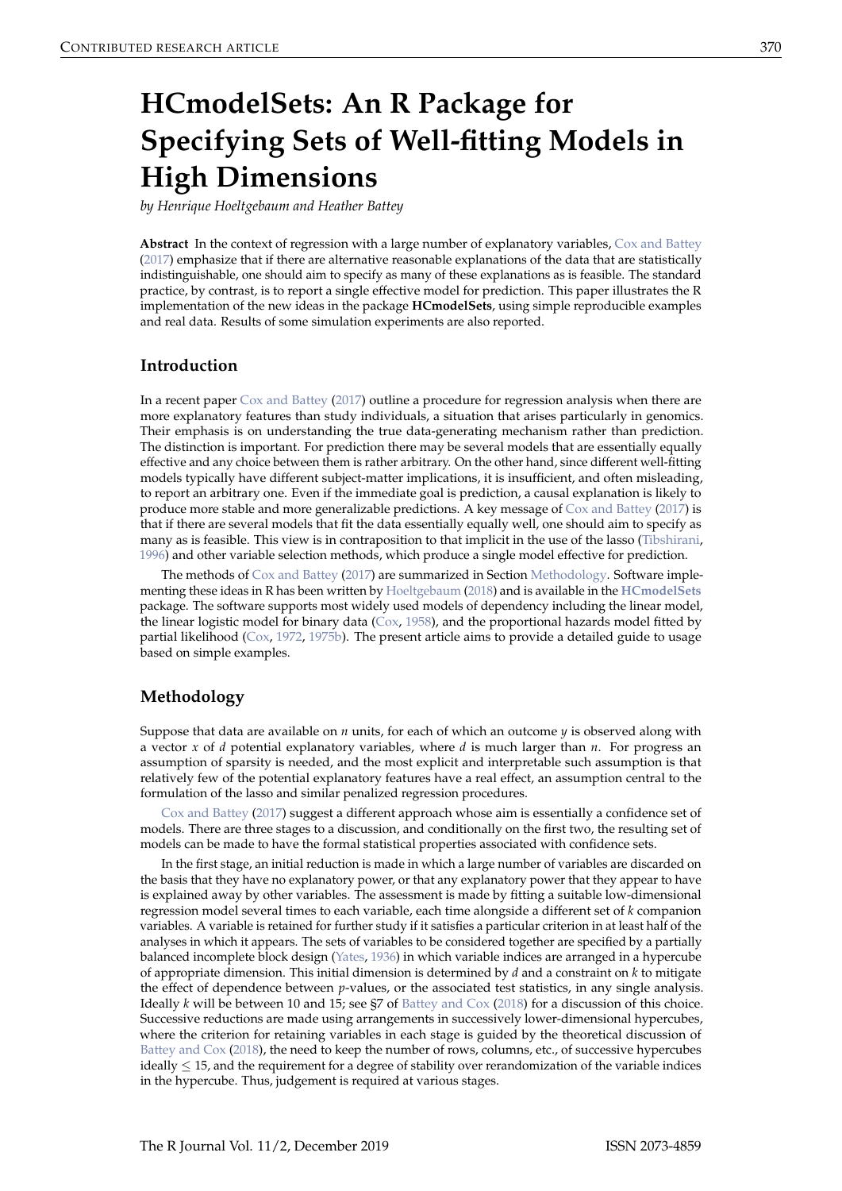# HCmodelSets: An R Package for Specifying Sets of Well-fitting Models in High Dimensions

*by Henrique Hoeltgebaum and Heather Battey*

**Abstract** In the context of regression with a large number of explanatory variables, Cox and Battey (2017) emphasize that if there are alternative reasonable explanations of the data that are statistically indistinguishable, one should aim to specify as many of these explanations as is feasible. The standard practice, by contrast, is to report a single effective model for prediction. This paper illustrates the R implementation of the new ideas in the package **HCmodelSets**, using simple reproducible examples and real data. Results of some simulation experiments are also reported.

## Introduction

In a recent paper Cox and Battey (2017) outline a procedure for regression analysis when there are more explanatory features than study individuals, a situation that arises particularly in genomics. Their emphasis is on understanding the true data-generating mechanism rather than prediction. The distinction is important. For prediction there may be several models that are essentially equally effective and any choice between them is rather arbitrary. On the other hand, since different well-fitting models typically have different subject-matter implications, it is insufficient, and often misleading, to report an arbitrary one. Even if the immediate goal is prediction, a causal explanation is likely to produce more stable and more generalizable predictions. A key message of Cox and Battey (2017) is that if there are several models that fit the data essentially equally well, one should aim to specify as many as is feasible. This view is in contraposition to that implicit in the use of the lasso (Tibshirani, 1996) and other variable selection methods, which produce a single model effective for prediction.

The methods of Cox and Battey (2017) are summarized in Section Methodology. Software implementing these ideas in R has been written by Hoeltgebaum (2018) and is available in the **HCmodelSets** package. The software supports most widely used models of dependency including the linear model, the linear logistic model for binary data (Cox, 1958), and the proportional hazards model fitted by partial likelihood (Cox, 1972, 1975b). The present article aims to provide a detailed guide to usage based on simple examples.

## Methodology

Suppose that data are available on $n$ units, for each of which an outcome $y$ is observed along with a vector $x$ of $d$ potential explanatory variables, where $d$ is much larger than $n$. For progress an assumption of sparsity is needed, and the most explicit and interpretable such assumption is that relatively few of the potential explanatory features have a real effect, an assumption central to the formulation of the lasso and similar penalized regression procedures.

Cox and Battey (2017) suggest a different approach whose aim is essentially a confidence set of models. There are three stages to a discussion, and conditionally on the first two, the resulting set of models can be made to have the formal statistical properties associated with confidence sets.

In the first stage, an initial reduction is made in which a large number of variables are discarded on the basis that they have no explanatory power, or that any explanatory power that they appear to have is explained away by other variables. The assessment is made by fitting a suitable low-dimensional regression model several times to each variable, each time alongside a different set of $k$ companion variables. A variable is retained for further study if it satisfies a particular criterion in at least half of the analyses in which it appears. The sets of variables to be considered together are specified by a partially balanced incomplete block design (Yates, 1936) in which variable indices are arranged in a hypercube of appropriate dimension. This initial dimension is determined by $d$ and a constraint on $k$ to mitigate the effect of dependence between $p$-values, or the associated test statistics, in any single analysis. Ideally $k$ will be between 10 and 15; see §7 of Battey and Cox (2018) for a discussion of this choice. Successive reductions are made using arrangements in successively lower-dimensional hypercubes, where the criterion for retaining variables in each stage is guided by the theoretical discussion of Battey and Cox (2018), the need to keep the number of rows, columns, etc., of successive hypercubes ideally $\leq 15$, and the requirement for a degree of stability over rerandomization of the variable indices in the hypercube. Thus, judgement is required at various stages.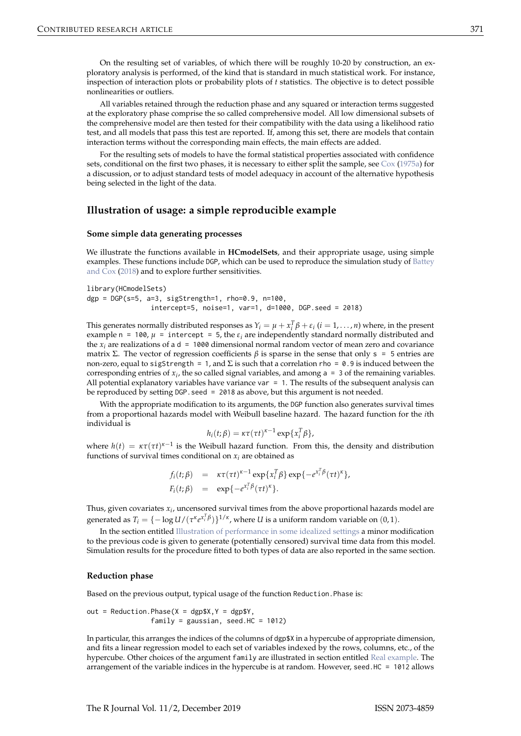On the resulting set of variables, of which there will be roughly 10-20 by construction, an exploratory analysis is performed, of the kind that is standard in much statistical work. For instance, inspection of interaction plots or probability plots of $t$ statistics. The objective is to detect possible nonlinearities or outliers.

All variables retained through the reduction phase and any squared or interaction terms suggested at the exploratory phase comprise the so called comprehensive model. All low dimensional subsets of the comprehensive model are then tested for their compatibility with the data using a likelihood ratio test, and all models that pass this test are reported. If, among this set, there are models that contain interaction terms without the corresponding main effects, the main effects are added.

For the resulting sets of models to have the formal statistical properties associated with confidence sets, conditional on the first two phases, it is necessary to either split the sample, see Cox (1975a) for a discussion, or to adjust standard tests of model adequacy in account of the alternative hypothesis being selected in the light of the data.

## Illustration of usage: a simple reproducible example

### Some simple data generating processes

We illustrate the functions available in **HCmodelSets**, and their appropriate usage, using simple examples. These functions include `DGP`, which can be used to reproduce the simulation study of Battey and Cox (2018) and to explore further sensitivities.

```
library(HCmodelSets)
dgp = DGP(s=5, a=3, sigStrength=1, rho=0.9, n=100,
                intercept=5, noise=1, var=1, d=1000, DGP.seed = 2018)
```

This generates normally distributed responses as $Y_i = \mu + x_i^T\beta + \varepsilon_i$ $(i = 1,\dots,n)$ where, in the present example `n = 100`, $\mu$ `= intercept = 5`, the $\varepsilon_i$ are independently standard normally distributed and the $x_i$ are realizations of a `d = 1000` dimensional normal random vector of mean zero and covariance matrix $\Sigma$. The vector of regression coefficients $\beta$ is sparse in the sense that only `s = 5` entries are non-zero, equal to `sigStrength = 1`, and $\Sigma$ is such that a correlation `rho = 0.9` is induced between the corresponding entries of $x_i$, the so called signal variables, and among `a = 3` of the remaining variables. All potential explanatory variables have variance `var = 1`. The results of the subsequent analysis can be reproduced by setting `DGP.seed = 2018` as above, but this argument is not needed.

With the appropriate modification to its arguments, the `DGP` function also generates survival times from a proportional hazards model with Weibull baseline hazard. The hazard function for the $i$th individual is

$$h_i(t;\beta) = \kappa\tau(\tau t)^{\kappa-1}\exp\{x_i^T\beta\},$$

where $h(t) = \kappa\tau(\tau t)^{\kappa-1}$ is the Weibull hazard function. From this, the density and distribution functions of survival times conditional on $x_i$ are obtained as

$$\begin{aligned}
f_i(t;\beta) &= \kappa\tau(\tau t)^{\kappa-1}\exp\{x_i^T\beta\}\exp\{-e^{x_i^T\beta}(\tau t)^{\kappa}\}, \\
F_i(t;\beta) &= \exp\{-e^{x_i^T\beta}(\tau t)^{\kappa}\}.
\end{aligned}$$

Thus, given covariates $x_i$, uncensored survival times from the above proportional hazards model are generated as $T_i = \{-\log U/(\tau^{\kappa}e^{x_i^T\beta})\}^{1/\kappa}$, where $U$ is a uniform random variable on $(0,1)$.

In the section entitled Illustration of performance in some idealized settings a minor modification to the previous code is given to generate (potentially censored) survival time data from this model. Simulation results for the procedure fitted to both types of data are also reported in the same section.

### Reduction phase

Based on the previous output, typical usage of the function `Reduction.Phase` is:

```
out = Reduction.Phase(X = dgp$X,Y = dgp$Y,
                family = gaussian, seed.HC = 1012)
```

In particular, this arranges the indices of the columns of `dgp$X` in a hypercube of appropriate dimension, and fits a linear regression model to each set of variables indexed by the rows, columns, etc., of the hypercube. Other choices of the argument `family` are illustrated in section entitled Real example. The arrangement of the variable indices in the hypercube is at random. However, `seed.HC = 1012` allows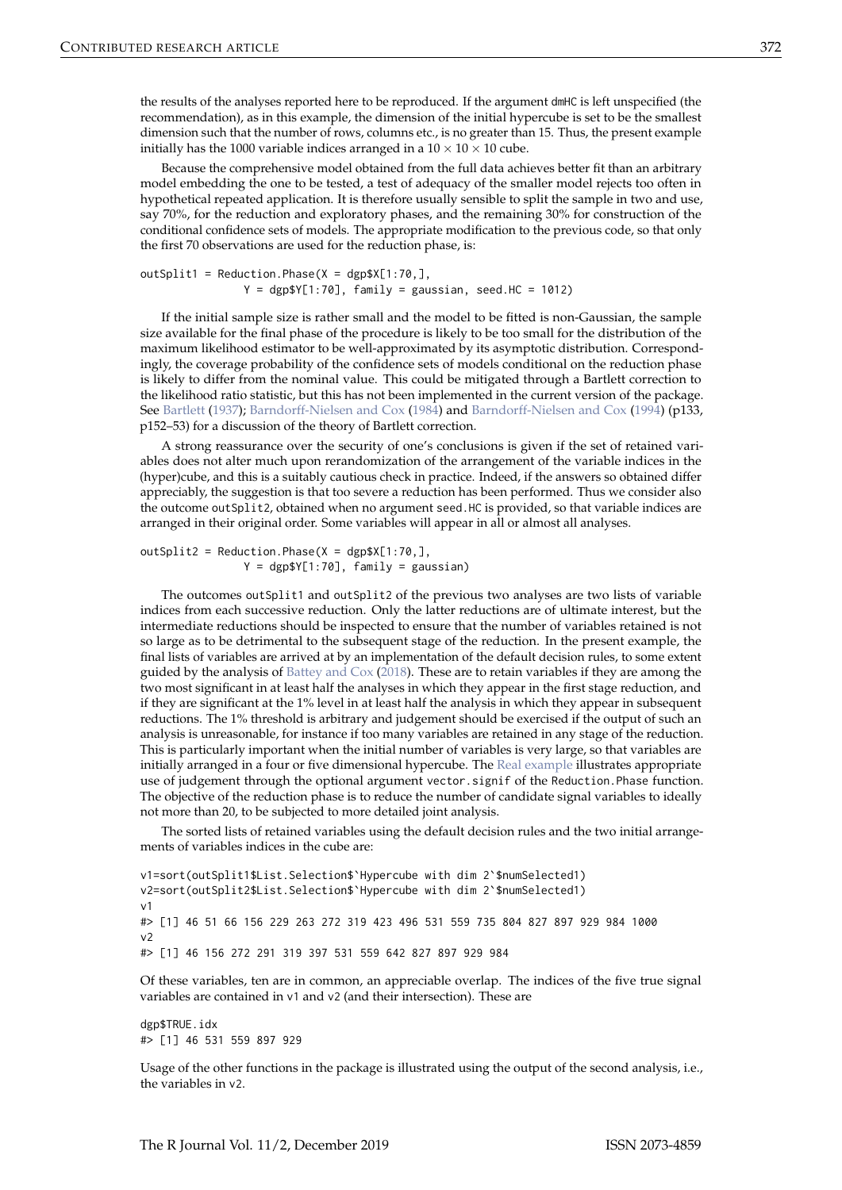the results of the analyses reported here to be reproduced. If the argument dmHC is left unspecified (the recommendation), as in this example, the dimension of the initial hypercube is set to be the smallest dimension such that the number of rows, columns etc., is no greater than 15. Thus, the present example initially has the 1000 variable indices arranged in a $10 \times 10 \times 10$ cube.

Because the comprehensive model obtained from the full data achieves better fit than an arbitrary model embedding the one to be tested, a test of adequacy of the smaller model rejects too often in hypothetical repeated application. It is therefore usually sensible to split the sample in two and use, say 70%, for the reduction and exploratory phases, and the remaining 30% for construction of the conditional confidence sets of models. The appropriate modification to the previous code, so that only the first 70 observations are used for the reduction phase, is:

```
outSplit1 = Reduction.Phase(X = dgp$X[1:70,],
                Y = dgp$Y[1:70], family = gaussian, seed.HC = 1012)
```

If the initial sample size is rather small and the model to be fitted is non-Gaussian, the sample size available for the final phase of the procedure is likely to be too small for the distribution of the maximum likelihood estimator to be well-approximated by its asymptotic distribution. Correspondingly, the coverage probability of the confidence sets of models conditional on the reduction phase is likely to differ from the nominal value. This could be mitigated through a Bartlett correction to the likelihood ratio statistic, but this has not been implemented in the current version of the package. See Bartlett (1937); Barndorff-Nielsen and Cox (1984) and Barndorff-Nielsen and Cox (1994) (p133, p152–53) for a discussion of the theory of Bartlett correction.

A strong reassurance over the security of one's conclusions is given if the set of retained variables does not alter much upon rerandomization of the arrangement of the variable indices in the (hyper)cube, and this is a suitably cautious check in practice. Indeed, if the answers so obtained differ appreciably, the suggestion is that too severe a reduction has been performed. Thus we consider also the outcome outSplit2, obtained when no argument seed.HC is provided, so that variable indices are arranged in their original order. Some variables will appear in all or almost all analyses.

```
outSplit2 = Reduction.Phase(X = dgp$X[1:70,],
                Y = dgp$Y[1:70], family = gaussian)
```

The outcomes outSplit1 and outSplit2 of the previous two analyses are two lists of variable indices from each successive reduction. Only the latter reductions are of ultimate interest, but the intermediate reductions should be inspected to ensure that the number of variables retained is not so large as to be detrimental to the subsequent stage of the reduction. In the present example, the final lists of variables are arrived at by an implementation of the default decision rules, to some extent guided by the analysis of Battey and Cox (2018). These are to retain variables if they are among the two most significant in at least half the analyses in which they appear in the first stage reduction, and if they are significant at the 1% level in at least half the analysis in which they appear in subsequent reductions. The 1% threshold is arbitrary and judgement should be exercised if the output of such an analysis is unreasonable, for instance if too many variables are retained in any stage of the reduction. This is particularly important when the initial number of variables is very large, so that variables are initially arranged in a four or five dimensional hypercube. The Real example illustrates appropriate use of judgement through the optional argument vector.signif of the Reduction.Phase function. The objective of the reduction phase is to reduce the number of candidate signal variables to ideally not more than 20, to be subjected to more detailed joint analysis.

The sorted lists of retained variables using the default decision rules and the two initial arrangements of variables indices in the cube are:

```
v1=sort(outSplit1$List.Selection$`Hypercube with dim 2`$numSelected1)
v2=sort(outSplit2$List.Selection$`Hypercube with dim 2`$numSelected1)
v1
#> [1] 46 51 66 156 229 263 272 319 423 496 531 559 735 804 827 897 929 984 1000
v2
#> [1] 46 156 272 291 319 397 531 559 642 827 897 929 984
```

Of these variables, ten are in common, an appreciable overlap. The indices of the five true signal variables are contained in v1 and v2 (and their intersection). These are

```
dgp$TRUE.idx
#> [1] 46 531 559 897 929
```

Usage of the other functions in the package is illustrated using the output of the second analysis, i.e., the variables in v2.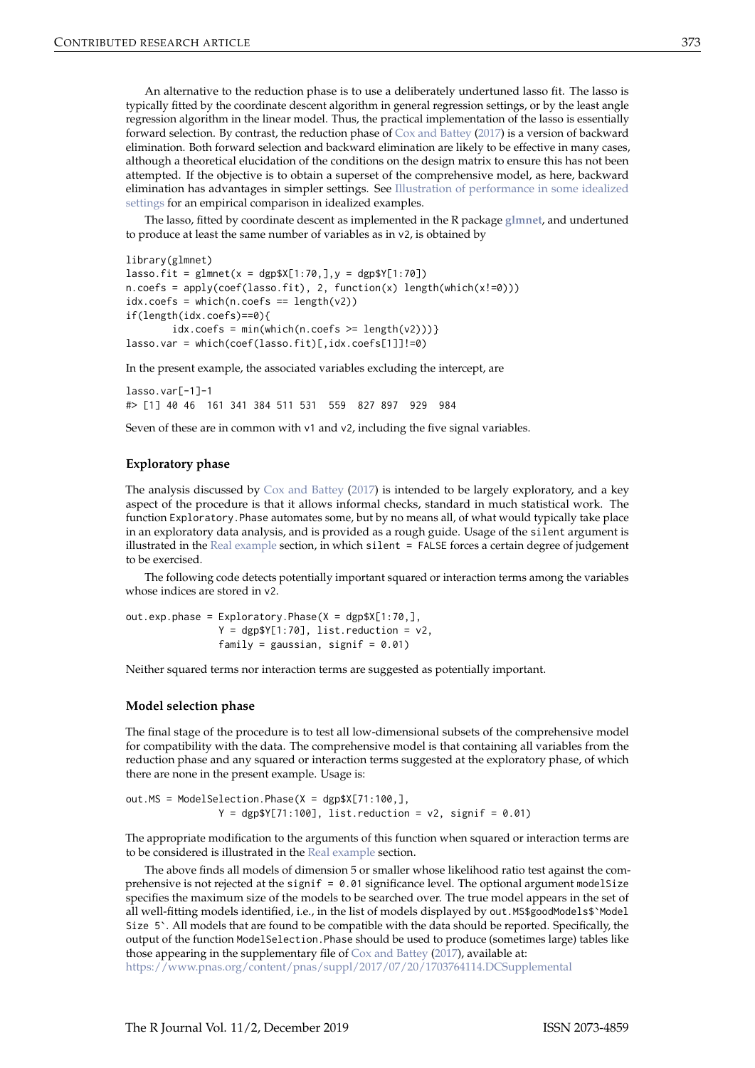An alternative to the reduction phase is to use a deliberately undertuned lasso fit. The lasso is typically fitted by the coordinate descent algorithm in general regression settings, or by the least angle regression algorithm in the linear model. Thus, the practical implementation of the lasso is essentially forward selection. By contrast, the reduction phase of Cox and Battey (2017) is a version of backward elimination. Both forward selection and backward elimination are likely to be effective in many cases, although a theoretical elucidation of the conditions on the design matrix to ensure this has not been attempted. If the objective is to obtain a superset of the comprehensive model, as here, backward elimination has advantages in simpler settings. See Illustration of performance in some idealized settings for an empirical comparison in idealized examples.

The lasso, fitted by coordinate descent as implemented in the R package **glmnet**, and undertuned to produce at least the same number of variables as in `v2`, is obtained by

```
library(glmnet)
lasso.fit = glmnet(x = dgp$X[1:70,],y = dgp$Y[1:70])
n.coefs = apply(coef(lasso.fit), 2, function(x) length(which(x!=0)))
idx.coefs = which(n.coefs == length(v2))
if(length(idx.coefs)==0){
        idx.coefs = min(which(n.coefs >= length(v2)))}
lasso.var = which(coef(lasso.fit)[,idx.coefs[1]]!=0)
```

In the present example, the associated variables excluding the intercept, are

```
lasso.var[-1]-1
#> [1] 40 46  161 341 384 511 531  559  827 897  929  984
```

Seven of these are in common with `v1` and `v2`, including the five signal variables.

### Exploratory phase

The analysis discussed by Cox and Battey (2017) is intended to be largely exploratory, and a key aspect of the procedure is that it allows informal checks, standard in much statistical work. The function `Exploratory.Phase` automates some, but by no means all, of what would typically take place in an exploratory data analysis, and is provided as a rough guide. Usage of the `silent` argument is illustrated in the Real example section, in which `silent = FALSE` forces a certain degree of judgement to be exercised.

The following code detects potentially important squared or interaction terms among the variables whose indices are stored in `v2`.

```
out.exp.phase = Exploratory.Phase(X = dgp$X[1:70,],
                Y = dgp$Y[1:70], list.reduction = v2,
                family = gaussian, signif = 0.01)
```

Neither squared terms nor interaction terms are suggested as potentially important.

### Model selection phase

The final stage of the procedure is to test all low-dimensional subsets of the comprehensive model for compatibility with the data. The comprehensive model is that containing all variables from the reduction phase and any squared or interaction terms suggested at the exploratory phase, of which there are none in the present example. Usage is:

```
out.MS = ModelSelection.Phase(X = dgp$X[71:100,],
                Y = dgp$Y[71:100], list.reduction = v2, signif = 0.01)
```

The appropriate modification to the arguments of this function when squared or interaction terms are to be considered is illustrated in the Real example section.

The above finds all models of dimension 5 or smaller whose likelihood ratio test against the comprehensive is not rejected at the `signif = 0.01` significance level. The optional argument `modelSize` specifies the maximum size of the models to be searched over. The true model appears in the set of all well-fitting models identified, i.e., in the list of models displayed by ``out.MS$goodModels$`Model Size 5` ``. All models that are found to be compatible with the data should be reported. Specifically, the output of the function `ModelSelection.Phase` should be used to produce (sometimes large) tables like those appearing in the supplementary file of Cox and Battey (2017), available at: https://www.pnas.org/content/pnas/suppl/2017/07/20/1703764114.DCSupplemental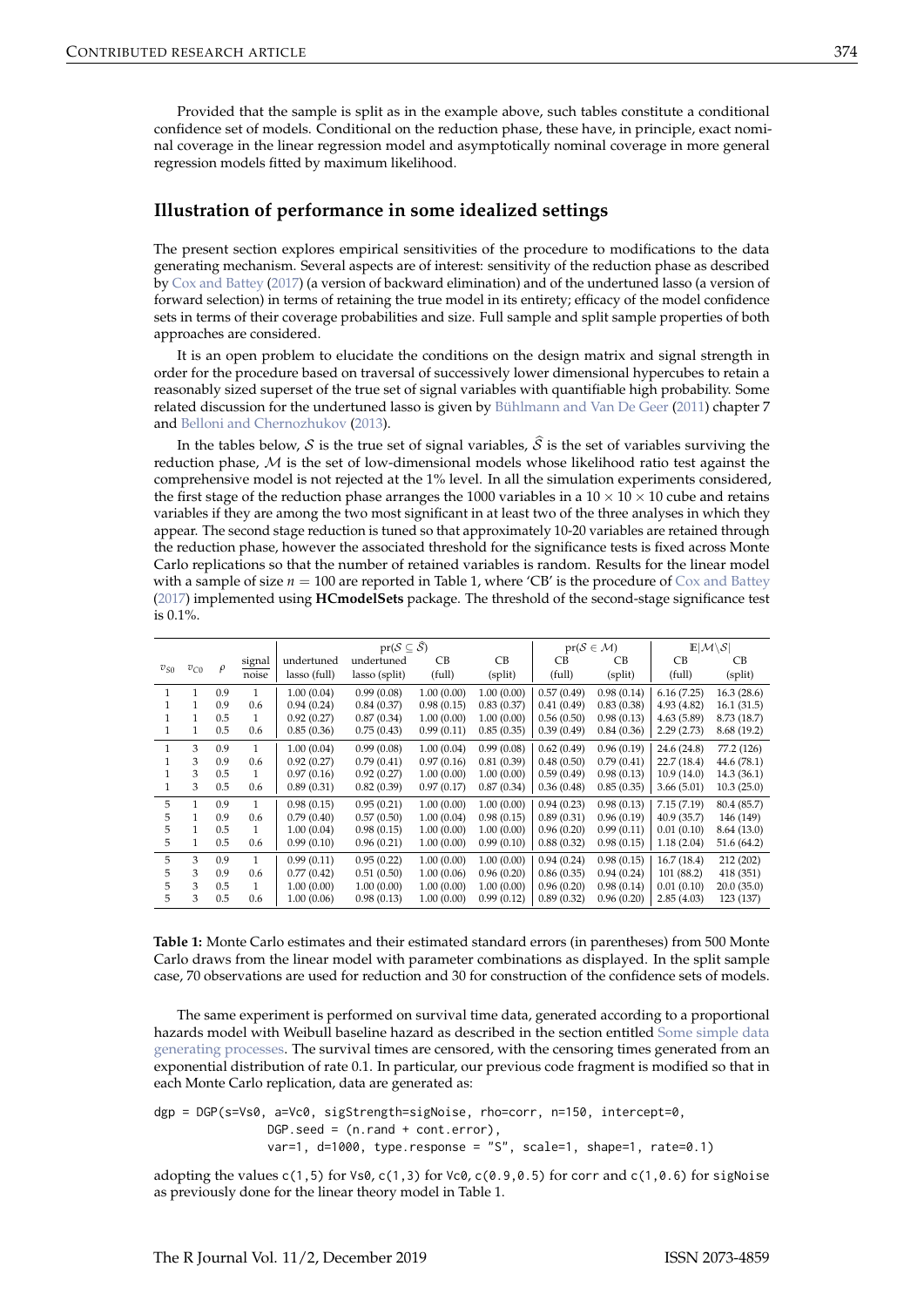Provided that the sample is split as in the example above, such tables constitute a conditional confidence set of models. Conditional on the reduction phase, these have, in principle, exact nominal coverage in the linear regression model and asymptotically nominal coverage in more general regression models fitted by maximum likelihood.

## Illustration of performance in some idealized settings

The present section explores empirical sensitivities of the procedure to modifications to the data generating mechanism. Several aspects are of interest: sensitivity of the reduction phase as described by Cox and Battey (2017) (a version of backward elimination) and of the undertuned lasso (a version of forward selection) in terms of retaining the true model in its entirety; efficacy of the model confidence sets in terms of their coverage probabilities and size. Full sample and split sample properties of both approaches are considered.

It is an open problem to elucidate the conditions on the design matrix and signal strength in order for the procedure based on traversal of successively lower dimensional hypercubes to retain a reasonably sized superset of the true set of signal variables with quantifiable high probability. Some related discussion for the undertuned lasso is given by Bühlmann and Van De Geer (2011) chapter 7 and Belloni and Chernozhukov (2013).

In the tables below, $\mathcal{S}$ is the true set of signal variables, $\widehat{\mathcal{S}}$ is the set of variables surviving the reduction phase, $\mathcal{M}$ is the set of low-dimensional models whose likelihood ratio test against the comprehensive model is not rejected at the 1% level. In all the simulation experiments considered, the first stage of the reduction phase arranges the 1000 variables in a $10 \times 10 \times 10$ cube and retains variables if they are among the two most significant in at least two of the three analyses in which they appear. The second stage reduction is tuned so that approximately 10-20 variables are retained through the reduction phase, however the associated threshold for the significance tests is fixed across Monte Carlo replications so that the number of retained variables is random. Results for the linear model with a sample of size $n = 100$ are reported in Table 1, where 'CB' is the procedure of Cox and Battey (2017) implemented using **HCmodelSets** package. The threshold of the second-stage significance test is 0.1%.

| | | | | $\mathrm{pr}(\mathcal{S} \subseteq \widehat{\mathcal{S}})$ | | | | $\mathrm{pr}(\mathcal{S} \in \mathcal{M})$ | | $\mathbb{E}\lvert\mathcal{M}\backslash\mathcal{S}\rvert$ | |
|---|---|---|---|---|---|---|---|---|---|---|---|
| $v_{S0}$ | $v_{C0}$ | $\rho$ | signal/noise | undertuned lasso (full) | undertuned lasso (split) | CB (full) | CB (split) | CB (full) | CB (split) | CB (full) | CB (split) |
| 1 | 1 | 0.9 | 1 | 1.00 (0.04) | 0.99 (0.08) | 1.00 (0.00) | 1.00 (0.00) | 0.57 (0.49) | 0.98 (0.14) | 6.16 (7.25) | 16.3 (28.6) |
| 1 | 1 | 0.9 | 0.6 | 0.94 (0.24) | 0.84 (0.37) | 0.98 (0.15) | 0.83 (0.37) | 0.41 (0.49) | 0.83 (0.38) | 4.93 (4.82) | 16.1 (31.5) |
| 1 | 1 | 0.5 | 1 | 0.92 (0.27) | 0.87 (0.34) | 1.00 (0.00) | 1.00 (0.00) | 0.56 (0.50) | 0.98 (0.13) | 4.63 (5.89) | 8.73 (18.7) |
| 1 | 1 | 0.5 | 0.6 | 0.85 (0.36) | 0.75 (0.43) | 0.99 (0.11) | 0.85 (0.35) | 0.39 (0.49) | 0.84 (0.36) | 2.29 (2.73) | 8.68 (19.2) |
| 1 | 3 | 0.9 | 1 | 1.00 (0.04) | 0.99 (0.08) | 1.00 (0.04) | 0.99 (0.08) | 0.62 (0.49) | 0.96 (0.19) | 24.6 (24.8) | 77.2 (126) |
| 1 | 3 | 0.9 | 0.6 | 0.92 (0.27) | 0.79 (0.41) | 0.97 (0.16) | 0.81 (0.39) | 0.48 (0.50) | 0.79 (0.41) | 22.7 (18.4) | 44.6 (78.1) |
| 1 | 3 | 0.5 | 1 | 0.97 (0.16) | 0.92 (0.27) | 1.00 (0.00) | 1.00 (0.00) | 0.59 (0.49) | 0.98 (0.13) | 10.9 (14.0) | 14.3 (36.1) |
| 1 | 3 | 0.5 | 0.6 | 0.89 (0.31) | 0.82 (0.39) | 0.97 (0.17) | 0.87 (0.34) | 0.36 (0.48) | 0.85 (0.35) | 3.66 (5.01) | 10.3 (25.0) |
| 5 | 1 | 0.9 | 1 | 0.98 (0.15) | 0.95 (0.21) | 1.00 (0.00) | 1.00 (0.00) | 0.94 (0.23) | 0.98 (0.13) | 7.15 (7.19) | 80.4 (85.7) |
| 5 | 1 | 0.9 | 0.6 | 0.79 (0.40) | 0.57 (0.50) | 1.00 (0.04) | 0.98 (0.15) | 0.89 (0.31) | 0.96 (0.19) | 40.9 (35.7) | 146 (149) |
| 5 | 1 | 0.5 | 1 | 1.00 (0.04) | 0.98 (0.15) | 1.00 (0.00) | 1.00 (0.00) | 0.96 (0.20) | 0.99 (0.11) | 0.01 (0.10) | 8.64 (13.0) |
| 5 | 1 | 0.5 | 0.6 | 0.99 (0.10) | 0.96 (0.21) | 1.00 (0.00) | 0.99 (0.10) | 0.88 (0.32) | 0.98 (0.15) | 1.18 (2.04) | 51.6 (64.2) |
| 5 | 3 | 0.9 | 1 | 0.99 (0.11) | 0.95 (0.22) | 1.00 (0.00) | 1.00 (0.00) | 0.94 (0.24) | 0.98 (0.15) | 16.7 (18.4) | 212 (202) |
| 5 | 3 | 0.9 | 0.6 | 0.77 (0.42) | 0.51 (0.50) | 1.00 (0.06) | 0.96 (0.20) | 0.86 (0.35) | 0.94 (0.24) | 101 (88.2) | 418 (351) |
| 5 | 3 | 0.5 | 1 | 1.00 (0.00) | 1.00 (0.00) | 1.00 (0.00) | 1.00 (0.00) | 0.96 (0.20) | 0.98 (0.14) | 0.01 (0.10) | 20.0 (35.0) |
| 5 | 3 | 0.5 | 0.6 | 1.00 (0.06) | 0.98 (0.13) | 1.00 (0.00) | 0.99 (0.12) | 0.89 (0.32) | 0.96 (0.20) | 2.85 (4.03) | 123 (137) |

**Table 1:** Monte Carlo estimates and their estimated standard errors (in parentheses) from 500 Monte Carlo draws from the linear model with parameter combinations as displayed. In the split sample case, 70 observations are used for reduction and 30 for construction of the confidence sets of models.

The same experiment is performed on survival time data, generated according to a proportional hazards model with Weibull baseline hazard as described in the section entitled Some simple data generating processes. The survival times are censored, with the censoring times generated from an exponential distribution of rate 0.1. In particular, our previous code fragment is modified so that in each Monte Carlo replication, data are generated as:

```
dgp = DGP(s=Vs0, a=Vc0, sigStrength=sigNoise, rho=corr, n=150, intercept=0,
              DGP.seed = (n.rand + cont.error),
              var=1, d=1000, type.response = "S", scale=1, shape=1, rate=0.1)
```

adopting the values `c(1,5)` for `Vs0`, `c(1,3)` for `Vc0`, `c(0.9,0.5)` for `corr` and `c(1,0.6)` for `sigNoise` as previously done for the linear theory model in Table 1.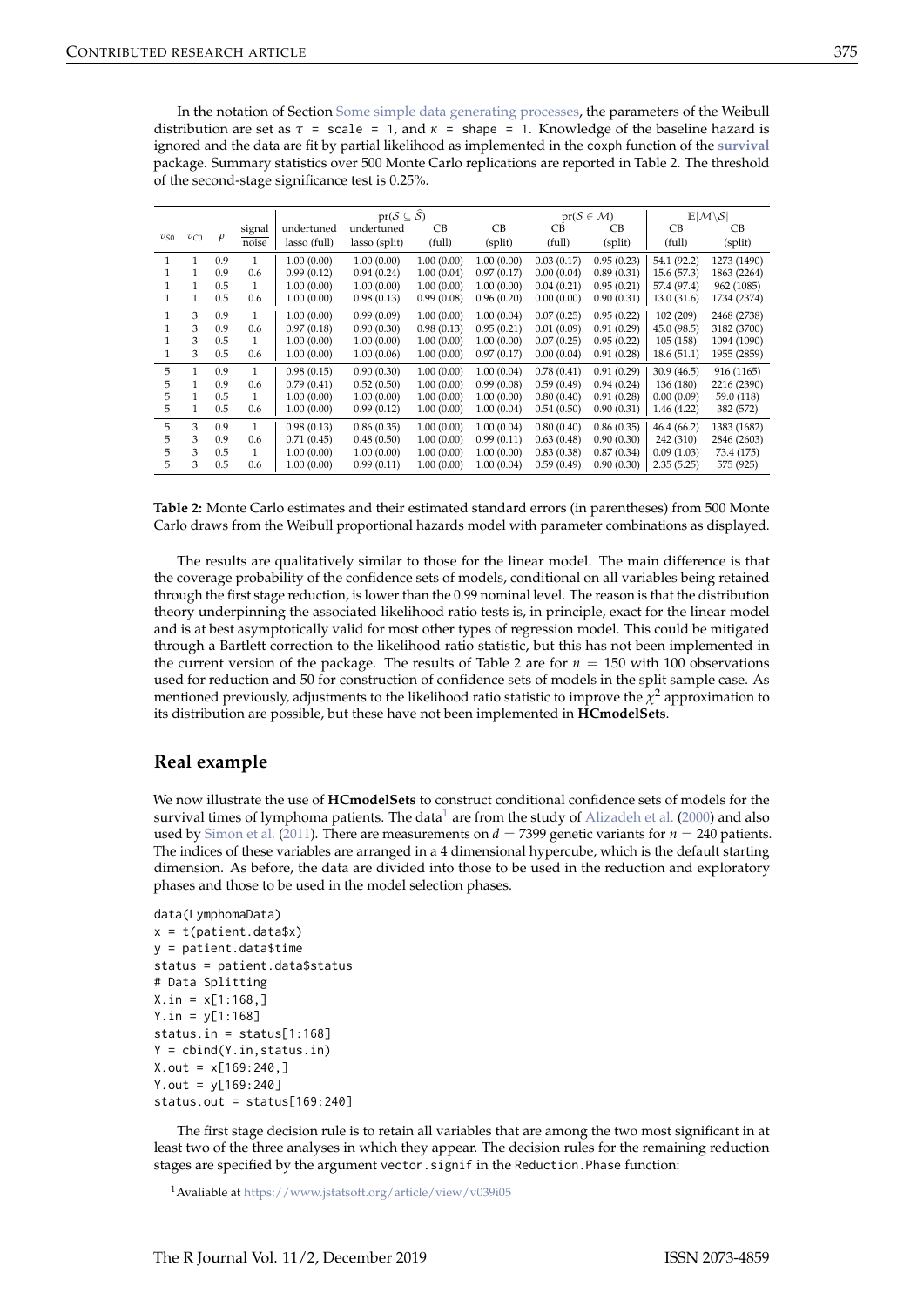In the notation of Section Some simple data generating processes, the parameters of the Weibull distribution are set as $\tau$ = scale = 1, and $\kappa$ = shape = 1. Knowledge of the baseline hazard is ignored and the data are fit by partial likelihood as implemented in the coxph function of the **survival** package. Summary statistics over 500 Monte Carlo replications are reported in Table 2. The threshold of the second-stage significance test is 0.25%.

| | | | | $\text{pr}(\mathcal{S} \subseteq \hat{\mathcal{S}})$ | | | | $\text{pr}(\mathcal{S} \in \mathcal{M})$ | | $\mathbb{E}\lvert\mathcal{M}\backslash\mathcal{S}\rvert$ | |
|---|---|---|---|---|---|---|---|---|---|---|---|
| $v_{S0}$ | $v_{C0}$ | $\rho$ | $\frac{\text{signal}}{\text{noise}}$ | undertuned lasso (full) | undertuned lasso (split) | CB (full) | CB (split) | CB (full) | CB (split) | CB (full) | CB (split) |
| 1 | 1 | 0.9 | 1 | 1.00 (0.00) | 1.00 (0.00) | 1.00 (0.00) | 1.00 (0.00) | 0.03 (0.17) | 0.95 (0.23) | 54.1 (92.2) | 1273 (1490) |
| 1 | 1 | 0.9 | 0.6 | 0.99 (0.12) | 0.94 (0.24) | 1.00 (0.04) | 0.97 (0.17) | 0.00 (0.04) | 0.89 (0.31) | 15.6 (57.3) | 1863 (2264) |
| 1 | 1 | 0.5 | 1 | 1.00 (0.00) | 1.00 (0.00) | 1.00 (0.00) | 1.00 (0.00) | 0.04 (0.21) | 0.95 (0.21) | 57.4 (97.4) | 962 (1085) |
| 1 | 1 | 0.5 | 0.6 | 1.00 (0.00) | 0.98 (0.13) | 0.99 (0.08) | 0.96 (0.20) | 0.00 (0.00) | 0.90 (0.31) | 13.0 (31.6) | 1734 (2374) |
| 1 | 3 | 0.9 | 1 | 1.00 (0.00) | 0.99 (0.09) | 1.00 (0.00) | 1.00 (0.04) | 0.07 (0.25) | 0.95 (0.22) | 102 (209) | 2468 (2738) |
| 1 | 3 | 0.9 | 0.6 | 0.97 (0.18) | 0.90 (0.30) | 0.98 (0.13) | 0.95 (0.21) | 0.01 (0.09) | 0.91 (0.29) | 45.0 (98.5) | 3182 (3700) |
| 1 | 3 | 0.5 | 1 | 1.00 (0.00) | 1.00 (0.00) | 1.00 (0.00) | 1.00 (0.00) | 0.07 (0.25) | 0.95 (0.22) | 105 (158) | 1094 (1090) |
| 1 | 3 | 0.5 | 0.6 | 1.00 (0.00) | 1.00 (0.06) | 1.00 (0.00) | 0.97 (0.17) | 0.00 (0.04) | 0.91 (0.28) | 18.6 (51.1) | 1955 (2859) |
| 5 | 1 | 0.9 | 1 | 0.98 (0.15) | 0.90 (0.30) | 1.00 (0.00) | 1.00 (0.04) | 0.78 (0.41) | 0.91 (0.29) | 30.9 (46.5) | 916 (1165) |
| 5 | 1 | 0.9 | 0.6 | 0.79 (0.41) | 0.52 (0.50) | 1.00 (0.00) | 0.99 (0.08) | 0.59 (0.49) | 0.94 (0.24) | 136 (180) | 2216 (2390) |
| 5 | 1 | 0.5 | 1 | 1.00 (0.00) | 1.00 (0.00) | 1.00 (0.00) | 1.00 (0.00) | 0.80 (0.40) | 0.91 (0.28) | 0.00 (0.09) | 59.0 (118) |
| 5 | 1 | 0.5 | 0.6 | 1.00 (0.00) | 0.99 (0.12) | 1.00 (0.00) | 1.00 (0.04) | 0.54 (0.50) | 0.90 (0.31) | 1.46 (4.22) | 382 (572) |
| 5 | 3 | 0.9 | 1 | 0.98 (0.13) | 0.86 (0.35) | 1.00 (0.00) | 1.00 (0.04) | 0.80 (0.40) | 0.86 (0.35) | 46.4 (66.2) | 1383 (1682) |
| 5 | 3 | 0.9 | 0.6 | 0.71 (0.45) | 0.48 (0.50) | 1.00 (0.00) | 0.99 (0.11) | 0.63 (0.48) | 0.90 (0.30) | 242 (310) | 2846 (2603) |
| 5 | 3 | 0.5 | 1 | 1.00 (0.00) | 1.00 (0.00) | 1.00 (0.00) | 1.00 (0.00) | 0.83 (0.38) | 0.87 (0.34) | 0.09 (1.03) | 73.4 (175) |
| 5 | 3 | 0.5 | 0.6 | 1.00 (0.00) | 0.99 (0.11) | 1.00 (0.00) | 1.00 (0.04) | 0.59 (0.49) | 0.90 (0.30) | 2.35 (5.25) | 575 (925) |

**Table 2:** Monte Carlo estimates and their estimated standard errors (in parentheses) from 500 Monte Carlo draws from the Weibull proportional hazards model with parameter combinations as displayed.

The results are qualitatively similar to those for the linear model. The main difference is that the coverage probability of the confidence sets of models, conditional on all variables being retained through the first stage reduction, is lower than the 0.99 nominal level. The reason is that the distribution theory underpinning the associated likelihood ratio tests is, in principle, exact for the linear model and is at best asymptotically valid for most other types of regression model. This could be mitigated through a Bartlett correction to the likelihood ratio statistic, but this has not been implemented in the current version of the package. The results of Table 2 are for $n = 150$ with 100 observations used for reduction and 50 for construction of confidence sets of models in the split sample case. As mentioned previously, adjustments to the likelihood ratio statistic to improve the $\chi^2$ approximation to its distribution are possible, but these have not been implemented in **HCmodelSets**.

## Real example

We now illustrate the use of **HCmodelSets** to construct conditional confidence sets of models for the survival times of lymphoma patients. The data[1] are from the study of Alizadeh et al. (2000) and also used by Simon et al. (2011). There are measurements on $d = 7399$ genetic variants for $n = 240$ patients. The indices of these variables are arranged in a 4 dimensional hypercube, which is the default starting dimension. As before, the data are divided into those to be used in the reduction and exploratory phases and those to be used in the model selection phases.

```
data(LymphomaData)
x = t(patient.data$x)
y = patient.data$time
status = patient.data$status
# Data Splitting
X.in = x[1:168,]
Y.in = y[1:168]
status.in = status[1:168]
Y = cbind(Y.in,status.in)
X.out = x[169:240,]
Y.out = y[169:240]
status.out = status[169:240]
```

The first stage decision rule is to retain all variables that are among the two most significant in at least two of the three analyses in which they appear. The decision rules for the remaining reduction stages are specified by the argument vector.signif in the Reduction.Phase function:

[1] Avaliable at https://www.jstatsoft.org/article/view/v039i05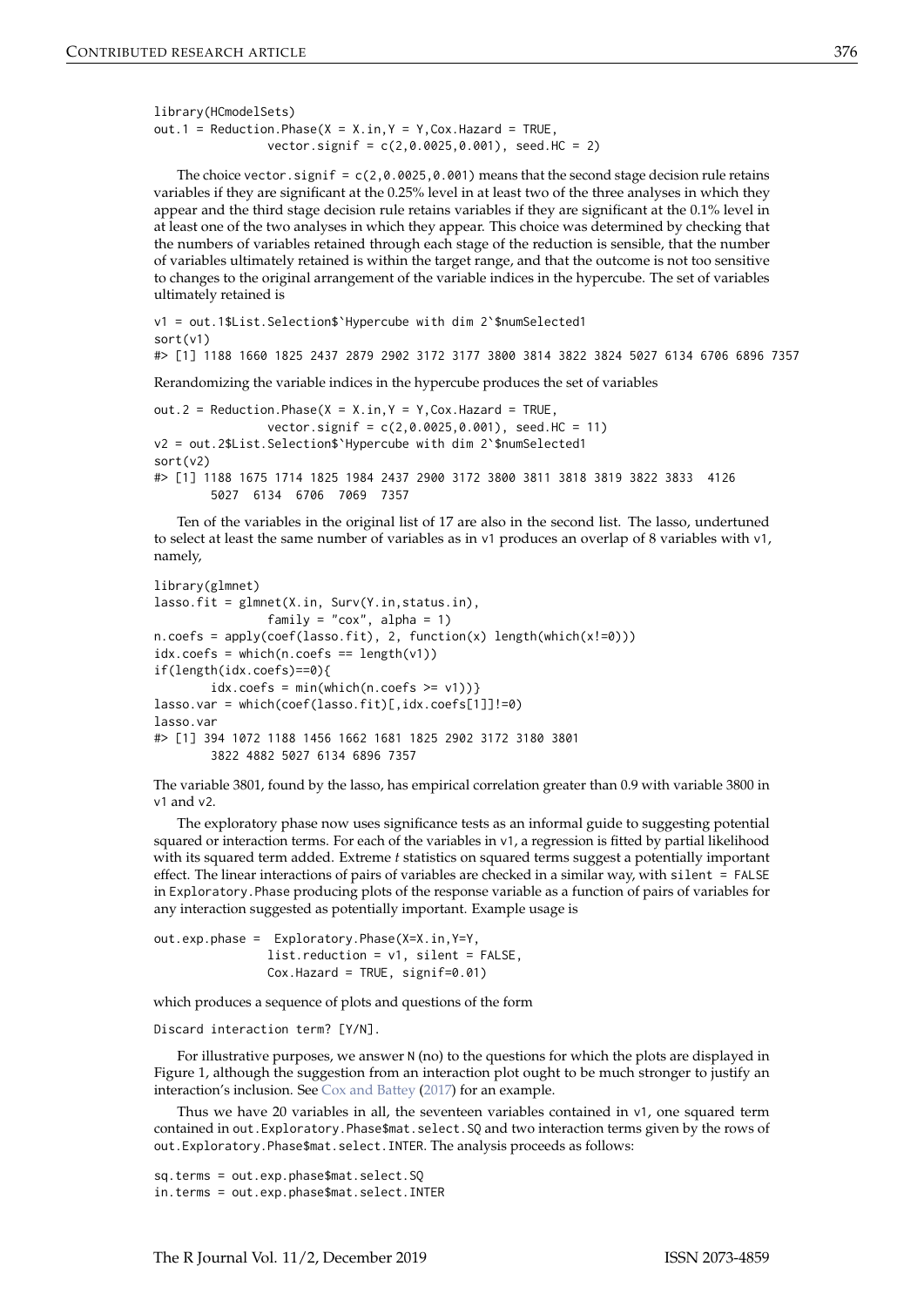```
library(HCmodelSets)
out.1 = Reduction.Phase(X = X.in,Y = Y,Cox.Hazard = TRUE,
                vector.signif = c(2,0.0025,0.001), seed.HC = 2)
```

The choice `vector.signif = c(2,0.0025,0.001)` means that the second stage decision rule retains variables if they are significant at the 0.25% level in at least two of the three analyses in which they appear and the third stage decision rule retains variables if they are significant at the 0.1% level in at least one of the two analyses in which they appear. This choice was determined by checking that the numbers of variables retained through each stage of the reduction is sensible, that the number of variables ultimately retained is within the target range, and that the outcome is not too sensitive to changes to the original arrangement of the variable indices in the hypercube. The set of variables ultimately retained is

```
v1 = out.1$List.Selection$`Hypercube with dim 2`$numSelected1
sort(v1)
#> [1] 1188 1660 1825 2437 2879 2902 3172 3177 3800 3814 3822 3824 5027 6134 6706 6896 7357
```

Rerandomizing the variable indices in the hypercube produces the set of variables

```
out.2 = Reduction.Phase(X = X.in,Y = Y,Cox.Hazard = TRUE,
                vector.signif = c(2,0.0025,0.001), seed.HC = 11)
v2 = out.2$List.Selection$`Hypercube with dim 2`$numSelected1
sort(v2)
#> [1] 1188 1675 1714 1825 1984 2437 2900 3172 3800 3811 3818 3819 3822 3833  4126
        5027  6134  6706  7069  7357
```

Ten of the variables in the original list of 17 are also in the second list. The lasso, undertuned to select at least the same number of variables as in `v1` produces an overlap of 8 variables with `v1`, namely,

```
library(glmnet)
lasso.fit = glmnet(X.in, Surv(Y.in,status.in),
                family = "cox", alpha = 1)
n.coefs = apply(coef(lasso.fit), 2, function(x) length(which(x!=0)))
idx.coefs = which(n.coefs == length(v1))
if(length(idx.coefs)==0){
        idx.coefs = min(which(n.coefs >= v1))}
lasso.var = which(coef(lasso.fit)[,idx.coefs[1]]!=0)
lasso.var
#> [1] 394 1072 1188 1456 1662 1681 1825 2902 3172 3180 3801
        3822 4882 5027 6134 6896 7357
```

The variable 3801, found by the lasso, has empirical correlation greater than 0.9 with variable 3800 in `v1` and `v2`.

The exploratory phase now uses significance tests as an informal guide to suggesting potential squared or interaction terms. For each of the variables in `v1`, a regression is fitted by partial likelihood with its squared term added. Extreme *t* statistics on squared terms suggest a potentially important effect. The linear interactions of pairs of variables are checked in a similar way, with `silent = FALSE` in `Exploratory.Phase` producing plots of the response variable as a function of pairs of variables for any interaction suggested as potentially important. Example usage is

```
out.exp.phase =  Exploratory.Phase(X=X.in,Y=Y,
                list.reduction = v1, silent = FALSE,
                Cox.Hazard = TRUE, signif=0.01)
```

which produces a sequence of plots and questions of the form

```
Discard interaction term? [Y/N].
```

For illustrative purposes, we answer `N` (no) to the questions for which the plots are displayed in Figure 1, although the suggestion from an interaction plot ought to be much stronger to justify an interaction's inclusion. See Cox and Battey (2017) for an example.

Thus we have 20 variables in all, the seventeen variables contained in `v1`, one squared term contained in `out.Exploratory.Phase$mat.select.SQ` and two interaction terms given by the rows of `out.Exploratory.Phase$mat.select.INTER`. The analysis proceeds as follows:

```
sq.terms = out.exp.phase$mat.select.SQ
in.terms = out.exp.phase$mat.select.INTER
```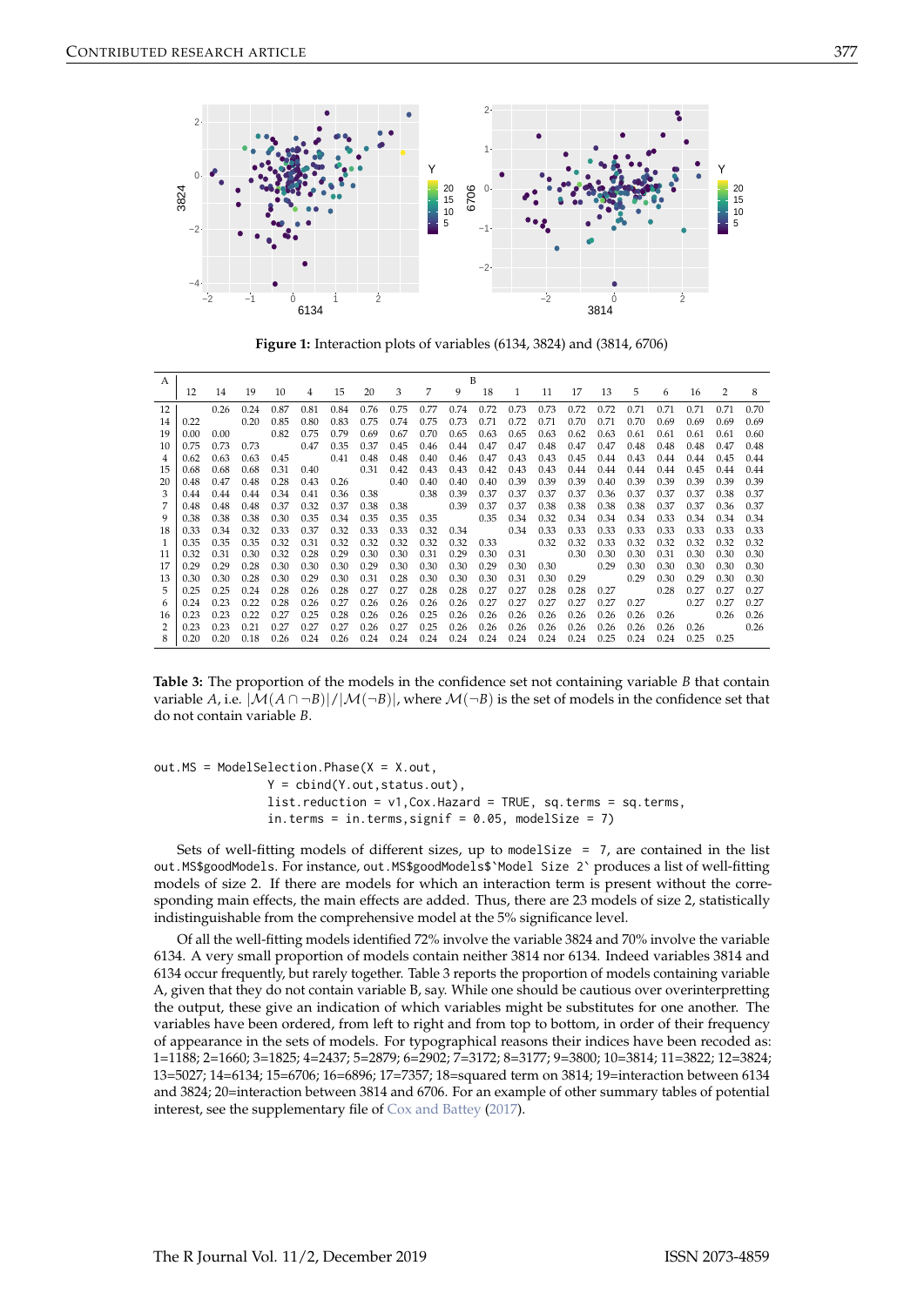**Figure 1:** Interaction plots of variables (6134, 3824) and (3814, 6706)

| A | B | | | | | | | | | | | | | | | | | | | |
|---|---|---|---|---|---|---|---|---|---|---|---|---|---|---|---|---|---|---|---|---|
| | 12 | 14 | 19 | 10 | 4 | 15 | 20 | 3 | 7 | 9 | 18 | 1 | 11 | 17 | 13 | 5 | 6 | 16 | 2 | 8 |
| 12 | | 0.26 | 0.24 | 0.87 | 0.81 | 0.84 | 0.76 | 0.75 | 0.77 | 0.74 | 0.72 | 0.73 | 0.73 | 0.72 | 0.72 | 0.71 | 0.71 | 0.71 | 0.71 | 0.70 |
| 14 | 0.22 | | 0.20 | 0.85 | 0.80 | 0.83 | 0.75 | 0.74 | 0.75 | 0.73 | 0.71 | 0.72 | 0.71 | 0.70 | 0.71 | 0.70 | 0.69 | 0.69 | 0.69 | 0.69 |
| 19 | 0.00 | 0.00 | | 0.82 | 0.75 | 0.79 | 0.69 | 0.67 | 0.70 | 0.65 | 0.63 | 0.65 | 0.63 | 0.62 | 0.63 | 0.61 | 0.61 | 0.61 | 0.61 | 0.60 |
| 10 | 0.75 | 0.73 | 0.73 | | 0.47 | 0.35 | 0.37 | 0.45 | 0.46 | 0.44 | 0.47 | 0.47 | 0.48 | 0.47 | 0.47 | 0.48 | 0.48 | 0.48 | 0.47 | 0.48 |
| 4 | 0.62 | 0.63 | 0.63 | 0.45 | | 0.41 | 0.48 | 0.48 | 0.40 | 0.46 | 0.47 | 0.43 | 0.43 | 0.45 | 0.44 | 0.43 | 0.44 | 0.44 | 0.45 | 0.44 |
| 15 | 0.68 | 0.68 | 0.68 | 0.31 | 0.40 | | 0.31 | 0.42 | 0.43 | 0.43 | 0.42 | 0.43 | 0.43 | 0.44 | 0.44 | 0.44 | 0.44 | 0.45 | 0.44 | 0.44 |
| 20 | 0.48 | 0.47 | 0.48 | 0.28 | 0.43 | 0.26 | | 0.40 | 0.40 | 0.40 | 0.40 | 0.39 | 0.39 | 0.39 | 0.40 | 0.39 | 0.39 | 0.39 | 0.39 | 0.39 |
| 3 | 0.44 | 0.44 | 0.44 | 0.34 | 0.41 | 0.36 | 0.38 | | 0.38 | 0.39 | 0.37 | 0.37 | 0.37 | 0.37 | 0.36 | 0.37 | 0.37 | 0.37 | 0.38 | 0.37 |
| 7 | 0.48 | 0.48 | 0.48 | 0.37 | 0.32 | 0.37 | 0.38 | 0.38 | | 0.39 | 0.37 | 0.37 | 0.38 | 0.38 | 0.38 | 0.38 | 0.37 | 0.37 | 0.36 | 0.37 |
| 9 | 0.38 | 0.38 | 0.38 | 0.30 | 0.35 | 0.34 | 0.35 | 0.35 | 0.35 | | 0.35 | 0.34 | 0.32 | 0.34 | 0.34 | 0.34 | 0.33 | 0.34 | 0.34 | 0.34 |
| 18 | 0.33 | 0.34 | 0.32 | 0.33 | 0.37 | 0.32 | 0.33 | 0.33 | 0.32 | 0.34 | | 0.34 | 0.33 | 0.33 | 0.33 | 0.33 | 0.33 | 0.33 | 0.33 | 0.33 |
| 1 | 0.35 | 0.35 | 0.35 | 0.32 | 0.31 | 0.32 | 0.32 | 0.32 | 0.32 | 0.32 | 0.33 | | 0.32 | 0.32 | 0.33 | 0.32 | 0.32 | 0.32 | 0.32 | 0.32 |
| 11 | 0.32 | 0.31 | 0.30 | 0.32 | 0.28 | 0.29 | 0.30 | 0.30 | 0.31 | 0.29 | 0.30 | 0.31 | | 0.30 | 0.30 | 0.30 | 0.31 | 0.30 | 0.30 | 0.30 |
| 17 | 0.29 | 0.29 | 0.28 | 0.30 | 0.30 | 0.30 | 0.29 | 0.30 | 0.30 | 0.30 | 0.29 | 0.30 | 0.30 | | 0.29 | 0.30 | 0.30 | 0.30 | 0.30 | 0.30 |
| 13 | 0.30 | 0.30 | 0.28 | 0.30 | 0.29 | 0.30 | 0.31 | 0.28 | 0.30 | 0.30 | 0.30 | 0.31 | 0.30 | 0.29 | | 0.29 | 0.30 | 0.29 | 0.30 | 0.30 |
| 5 | 0.25 | 0.25 | 0.24 | 0.28 | 0.26 | 0.28 | 0.27 | 0.27 | 0.28 | 0.28 | 0.27 | 0.27 | 0.28 | 0.28 | 0.27 | | 0.28 | 0.27 | 0.27 | 0.27 |
| 6 | 0.24 | 0.23 | 0.22 | 0.28 | 0.26 | 0.27 | 0.26 | 0.26 | 0.26 | 0.26 | 0.27 | 0.27 | 0.27 | 0.27 | 0.27 | 0.27 | | 0.27 | 0.27 | 0.27 |
| 16 | 0.23 | 0.23 | 0.22 | 0.27 | 0.25 | 0.28 | 0.26 | 0.26 | 0.25 | 0.26 | 0.26 | 0.26 | 0.26 | 0.26 | 0.26 | 0.26 | 0.26 | | 0.26 | 0.26 |
| 2 | 0.23 | 0.23 | 0.21 | 0.27 | 0.27 | 0.27 | 0.26 | 0.27 | 0.25 | 0.26 | 0.26 | 0.26 | 0.26 | 0.26 | 0.26 | 0.26 | 0.26 | 0.26 | | 0.26 |
| 8 | 0.20 | 0.20 | 0.18 | 0.26 | 0.24 | 0.26 | 0.24 | 0.24 | 0.24 | 0.24 | 0.24 | 0.24 | 0.24 | 0.24 | 0.25 | 0.24 | 0.24 | 0.25 | 0.25 | |

**Table 3:** The proportion of the models in the confidence set not containing variable $B$ that contain variable $A$, i.e. $|\mathcal{M}(A \cap \neg B)|/|\mathcal{M}(\neg B)|$, where $\mathcal{M}(\neg B)$ is the set of models in the confidence set that do not contain variable $B$.

```
out.MS = ModelSelection.Phase(X = X.out,
                Y = cbind(Y.out,status.out),
                list.reduction = v1,Cox.Hazard = TRUE, sq.terms = sq.terms,
                in.terms = in.terms,signif = 0.05, modelSize = 7)
```

Sets of well-fitting models of different sizes, up to `modelSize = 7`, are contained in the list `out.MS$goodModels`. For instance, ``out.MS$goodModels$`Model Size 2` `` produces a list of well-fitting models of size 2. If there are models for which an interaction term is present without the corresponding main effects, the main effects are added. Thus, there are 23 models of size 2, statistically indistinguishable from the comprehensive model at the 5% significance level.

Of all the well-fitting models identified 72% involve the variable 3824 and 70% involve the variable 6134. A very small proportion of models contain neither 3814 nor 6134. Indeed variables 3814 and 6134 occur frequently, but rarely together. Table 3 reports the proportion of models containing variable A, given that they do not contain variable B, say. While one should be cautious over overinterpretting the output, these give an indication of which variables might be substitutes for one another. The variables have been ordered, from left to right and from top to bottom, in order of their frequency of appearance in the sets of models. For typographical reasons their indices have been recoded as: 1=1188; 2=1660; 3=1825; 4=2437; 5=2879; 6=2902; 7=3172; 8=3177; 9=3800; 10=3814; 11=3822; 12=3824; 13=5027; 14=6134; 15=6706; 16=6896; 17=7357; 18=squared term on 3814; 19=interaction between 6134 and 3824; 20=interaction between 3814 and 6706. For an example of other summary tables of potential interest, see the supplementary file of Cox and Battey (2017).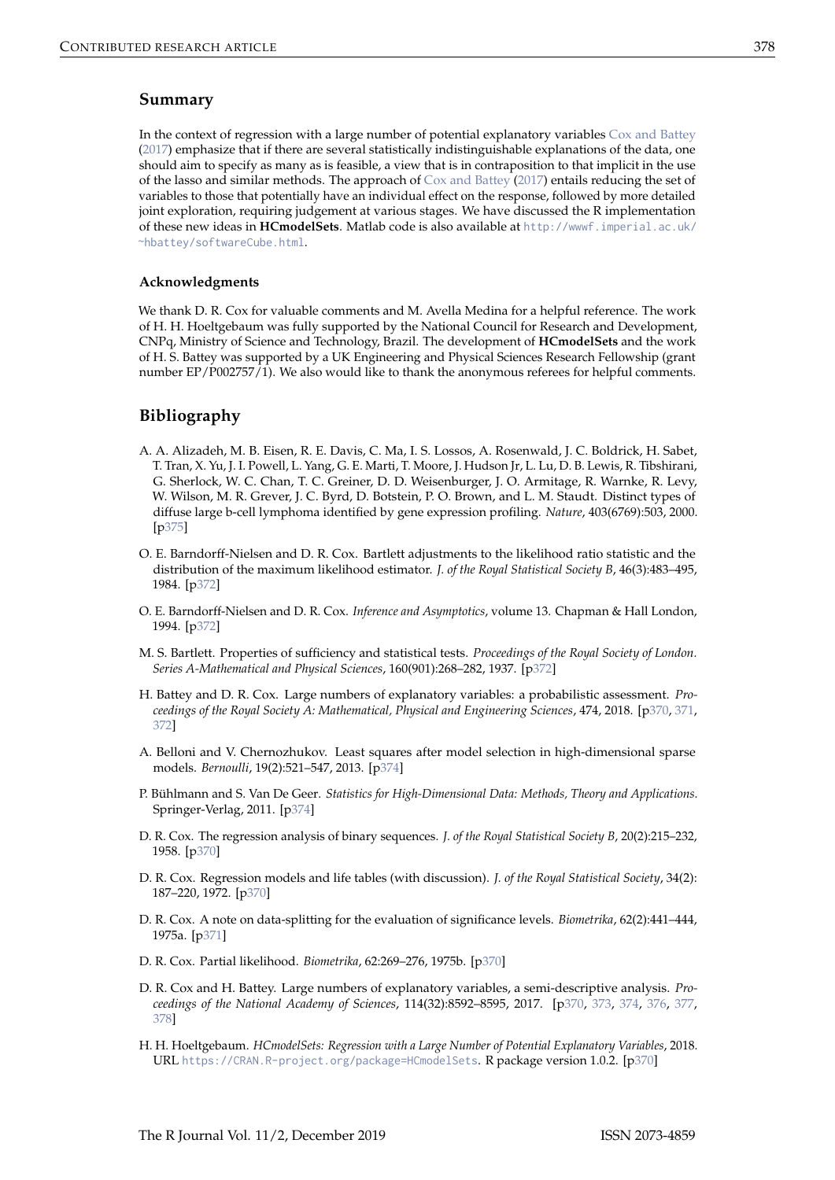## Summary

In the context of regression with a large number of potential explanatory variables Cox and Battey (2017) emphasize that if there are several statistically indistinguishable explanations of the data, one should aim to specify as many as is feasible, a view that is in contraposition to that implicit in the use of the lasso and similar methods. The approach of Cox and Battey (2017) entails reducing the set of variables to those that potentially have an individual effect on the response, followed by more detailed joint exploration, requiring judgement at various stages. We have discussed the R implementation of these new ideas in **HCmodelSets**. Matlab code is also available at `http://wwwf.imperial.ac.uk/~hbattey/softwareCube.html`.

### Acknowledgments

We thank D. R. Cox for valuable comments and M. Avella Medina for a helpful reference. The work of H. H. Hoeltgebaum was fully supported by the National Council for Research and Development, CNPq, Ministry of Science and Technology, Brazil. The development of **HCmodelSets** and the work of H. S. Battey was supported by a UK Engineering and Physical Sciences Research Fellowship (grant number EP/P002757/1). We also would like to thank the anonymous referees for helpful comments.

## Bibliography

A. A. Alizadeh, M. B. Eisen, R. E. Davis, C. Ma, I. S. Lossos, A. Rosenwald, J. C. Boldrick, H. Sabet, T. Tran, X. Yu, J. I. Powell, L. Yang, G. E. Marti, T. Moore, J. Hudson Jr, L. Lu, D. B. Lewis, R. Tibshirani, G. Sherlock, W. C. Chan, T. C. Greiner, D. D. Weisenburger, J. O. Armitage, R. Warnke, R. Levy, W. Wilson, M. R. Grever, J. C. Byrd, D. Botstein, P. O. Brown, and L. M. Staudt. Distinct types of diffuse large b-cell lymphoma identified by gene expression profiling. *Nature*, 403(6769):503, 2000. [p375]

O. E. Barndorff-Nielsen and D. R. Cox. Bartlett adjustments to the likelihood ratio statistic and the distribution of the maximum likelihood estimator. *J. of the Royal Statistical Society B*, 46(3):483–495, 1984. [p372]

O. E. Barndorff-Nielsen and D. R. Cox. *Inference and Asymptotics*, volume 13. Chapman & Hall London, 1994. [p372]

M. S. Bartlett. Properties of sufficiency and statistical tests. *Proceedings of the Royal Society of London. Series A-Mathematical and Physical Sciences*, 160(901):268–282, 1937. [p372]

H. Battey and D. R. Cox. Large numbers of explanatory variables: a probabilistic assessment. *Proceedings of the Royal Society A: Mathematical, Physical and Engineering Sciences*, 474, 2018. [p370, 371, 372]

A. Belloni and V. Chernozhukov. Least squares after model selection in high-dimensional sparse models. *Bernoulli*, 19(2):521–547, 2013. [p374]

P. Bühlmann and S. Van De Geer. *Statistics for High-Dimensional Data: Methods, Theory and Applications*. Springer-Verlag, 2011. [p374]

D. R. Cox. The regression analysis of binary sequences. *J. of the Royal Statistical Society B*, 20(2):215–232, 1958. [p370]

D. R. Cox. Regression models and life tables (with discussion). *J. of the Royal Statistical Society*, 34(2): 187–220, 1972. [p370]

D. R. Cox. A note on data-splitting for the evaluation of significance levels. *Biometrika*, 62(2):441–444, 1975a. [p371]

D. R. Cox. Partial likelihood. *Biometrika*, 62:269–276, 1975b. [p370]

D. R. Cox and H. Battey. Large numbers of explanatory variables, a semi-descriptive analysis. *Proceedings of the National Academy of Sciences*, 114(32):8592–8595, 2017. [p370, 373, 374, 376, 377, 378]

H. H. Hoeltgebaum. *HCmodelSets: Regression with a Large Number of Potential Explanatory Variables*, 2018. URL `https://CRAN.R-project.org/package=HCmodelSets`. R package version 1.0.2. [p370]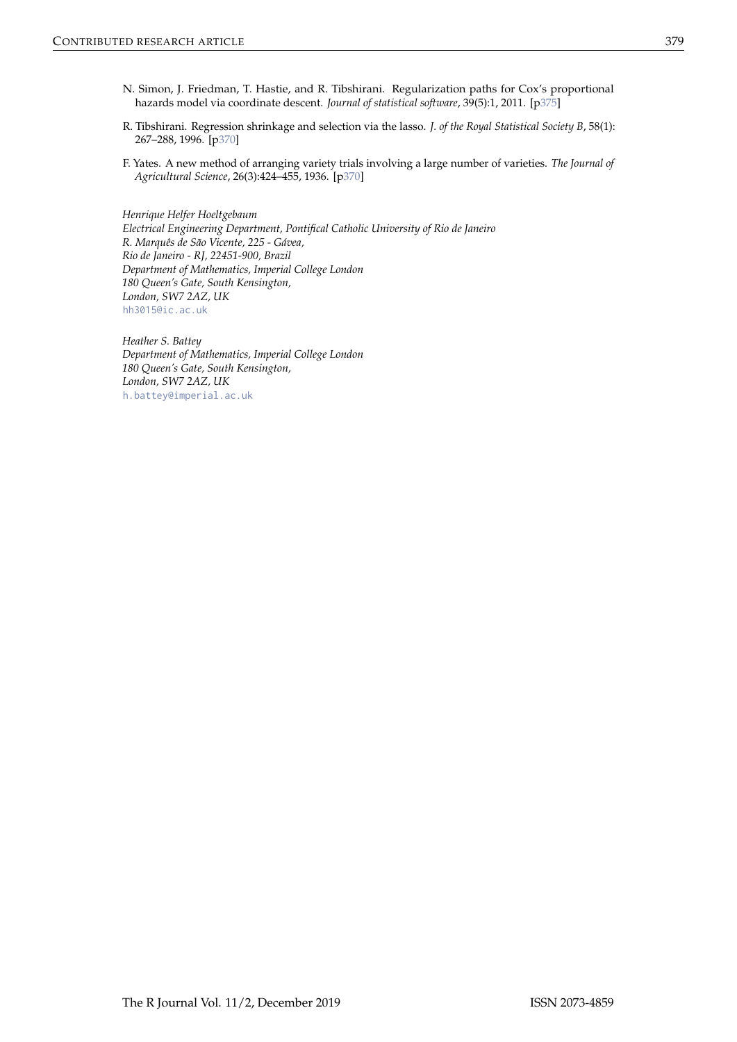N. Simon, J. Friedman, T. Hastie, and R. Tibshirani. Regularization paths for Cox's proportional hazards model via coordinate descent. *Journal of statistical software*, 39(5):1, 2011. [p375]

R. Tibshirani. Regression shrinkage and selection via the lasso. *J. of the Royal Statistical Society B*, 58(1): 267–288, 1996. [p370]

F. Yates. A new method of arranging variety trials involving a large number of varieties. *The Journal of Agricultural Science*, 26(3):424–455, 1936. [p370]

*Henrique Helfer Hoeltgebaum*
*Electrical Engineering Department, Pontifical Catholic University of Rio de Janeiro*
*R. Marquês de São Vicente, 225 - Gávea,*
*Rio de Janeiro - RJ, 22451-900, Brazil*
*Department of Mathematics, Imperial College London*
*180 Queen's Gate, South Kensington,*
*London, SW7 2AZ, UK*
hh3015@ic.ac.uk

*Heather S. Battey*
*Department of Mathematics, Imperial College London*
*180 Queen's Gate, South Kensington,*
*London, SW7 2AZ, UK*
h.battey@imperial.ac.uk